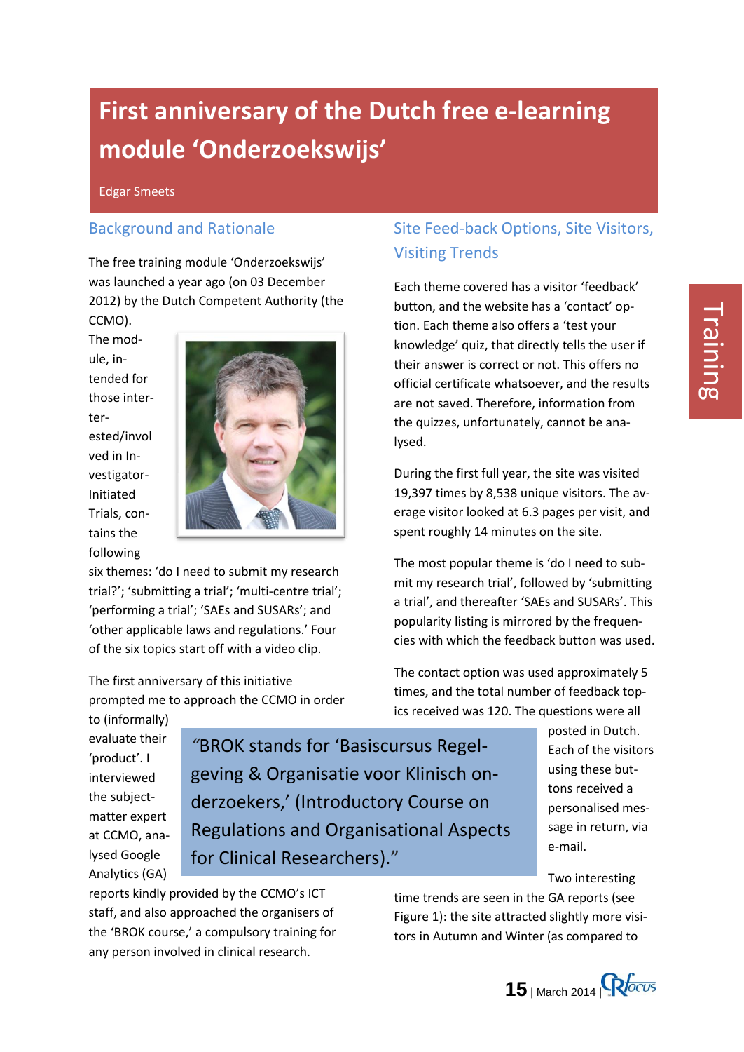# First anniversary of the Dutch free e-learning module 'Onderzoekswijs'

Edgar Smeets

## Background and Rationale

The free training module 'Onderzoekswijs' was launched a year ago (on 03 December 2012) by the Dutch Competent Authority (the CCMO).

The module, intended for those interested/involved in Investigator-Initiated Trials, contains the following six themes: 'do I need to submit my research trial?'; 'submitting a trial'; 'multi-centre trial'; 'performing a trial'; 'SAEs and SUSARs'; and 'other applicable laws and regulations.' Four of the six topics start off with a video clip.

The first anniversary of this initiative prompted me to approach the CCMO in order to (informally) evaluate their 'product'. I interviewed the subject-matter expert at CCMO, analysed Google Analytics (GA) reports kindly provided by the CCMO's ICT staff, and also approached the organisers of the 'BROK course,' a compulsory training for any person involved in clinical research.

> "BROK stands for 'Basiscursus Regelgeving & Organisatie voor Klinisch onderzoekers,' (Introductory Course on Regulations and Organisational Aspects for Clinical Researchers)."

## Site Feed-back Options, Site Visitors, Visiting Trends

Each theme covered has a visitor 'feedback' button, and the website has a 'contact' option. Each theme also offers a 'test your knowledge' quiz, that directly tells the user if their answer is correct or not. This offers no official certificate whatsoever, and the results are not saved. Therefore, information from the quizzes, unfortunately, cannot be analysed.

During the first full year, the site was visited 19,397 times by 8,538 unique visitors. The average visitor looked at 6.3 pages per visit, and spent roughly 14 minutes on the site.

The most popular theme is 'do I need to submit my research trial', followed by 'submitting a trial', and thereafter 'SAEs and SUSARs'. This popularity listing is mirrored by the frequencies with which the feedback button was used.

The contact option was used approximately 5 times, and the total number of feedback topics received was 120. The questions were all posted in Dutch. Each of the visitors using these buttons received a personalised message in return, via e-mail.

Two interesting time trends are seen in the GA reports (see Figure 1): the site attracted slightly more visitors in Autumn and Winter (as compared to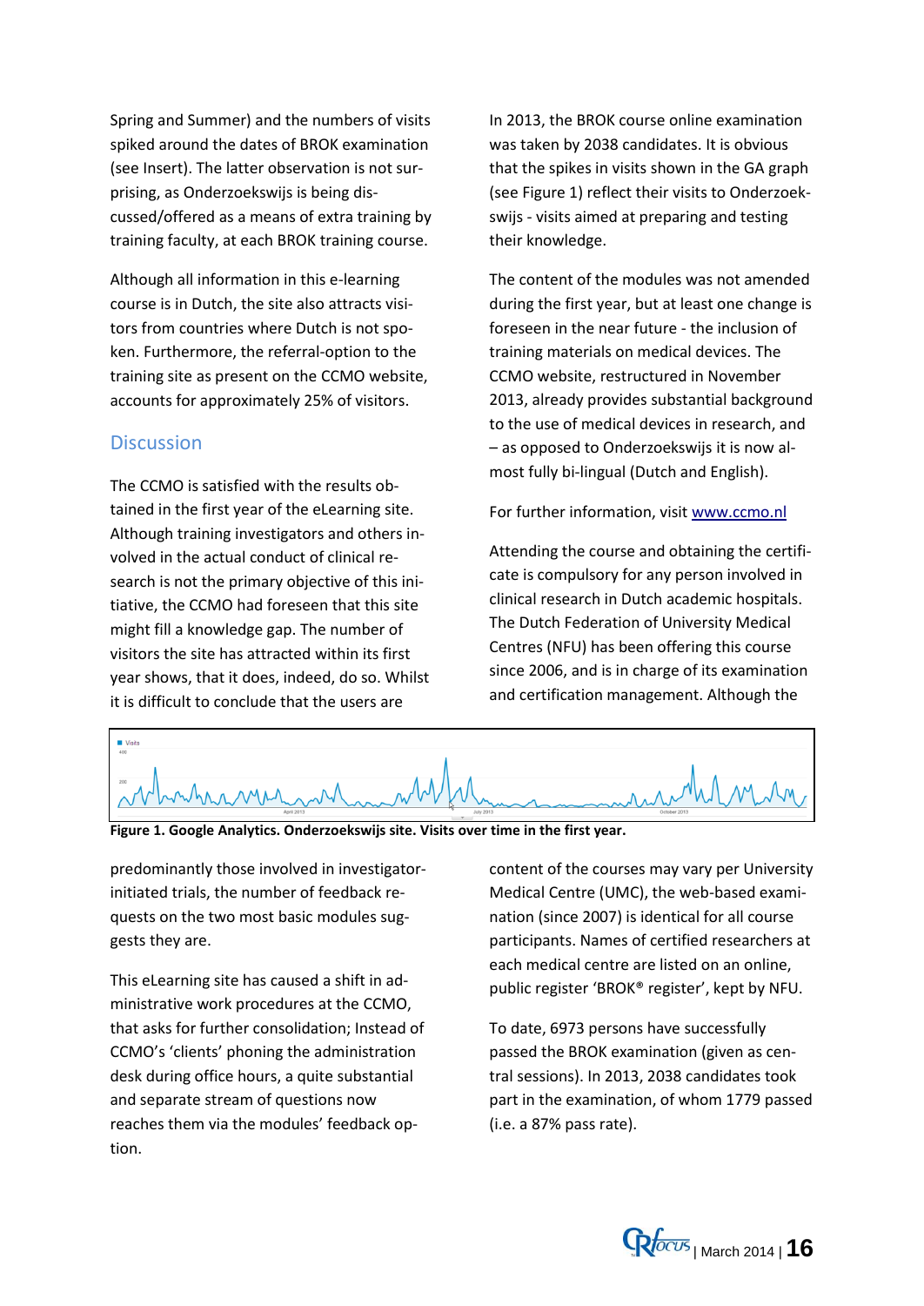Spring and Summer) and the numbers of visits spiked around the dates of BROK examination (see Insert). The latter observation is not surprising, as Onderzoekswijs is being discussed/offered as a means of extra training by training faculty, at each BROK training course.

Although all information in this e-learning course is in Dutch, the site also attracts visitors from countries where Dutch is not spoken. Furthermore, the referral-option to the training site as present on the CCMO website, accounts for approximately 25% of visitors.

## Discussion

The CCMO is satisfied with the results obtained in the first year of the eLearning site. Although training investigators and others involved in the actual conduct of clinical research is not the primary objective of this initiative, the CCMO had foreseen that this site might fill a knowledge gap. The number of visitors the site has attracted within its first year shows, that it does, indeed, do so. Whilst it is difficult to conclude that the users are predominantly those involved in investigator-initiated trials, the number of feedback requests on the two most basic modules suggests they are.

This eLearning site has caused a shift in administrative work procedures at the CCMO, that asks for further consolidation; Instead of CCMO's 'clients' phoning the administration desk during office hours, a quite substantial and separate stream of questions now reaches them via the modules' feedback option.

**Figure 1. Google Analytics. Onderzoekswijs site. Visits over time in the first year.**

In 2013, the BROK course online examination was taken by 2038 candidates. It is obvious that the spikes in visits shown in the GA graph (see Figure 1) reflect their visits to Onderzoekswijs - visits aimed at preparing and testing their knowledge.

The content of the modules was not amended during the first year, but at least one change is foreseen in the near future - the inclusion of training materials on medical devices. The CCMO website, restructured in November 2013, already provides substantial background to the use of medical devices in research, and – as opposed to Onderzoekswijs it is now almost fully bi-lingual (Dutch and English).

For further information, visit www.ccmo.nl

Attending the course and obtaining the certificate is compulsory for any person involved in clinical research in Dutch academic hospitals. The Dutch Federation of University Medical Centres (NFU) has been offering this course since 2006, and is in charge of its examination and certification management. Although the content of the courses may vary per University Medical Centre (UMC), the web-based examination (since 2007) is identical for all course participants. Names of certified researchers at each medical centre are listed on an online, public register 'BROK® register', kept by NFU.

To date, 6973 persons have successfully passed the BROK examination (given as central sessions). In 2013, 2038 candidates took part in the examination, of whom 1779 passed (i.e. a 87% pass rate).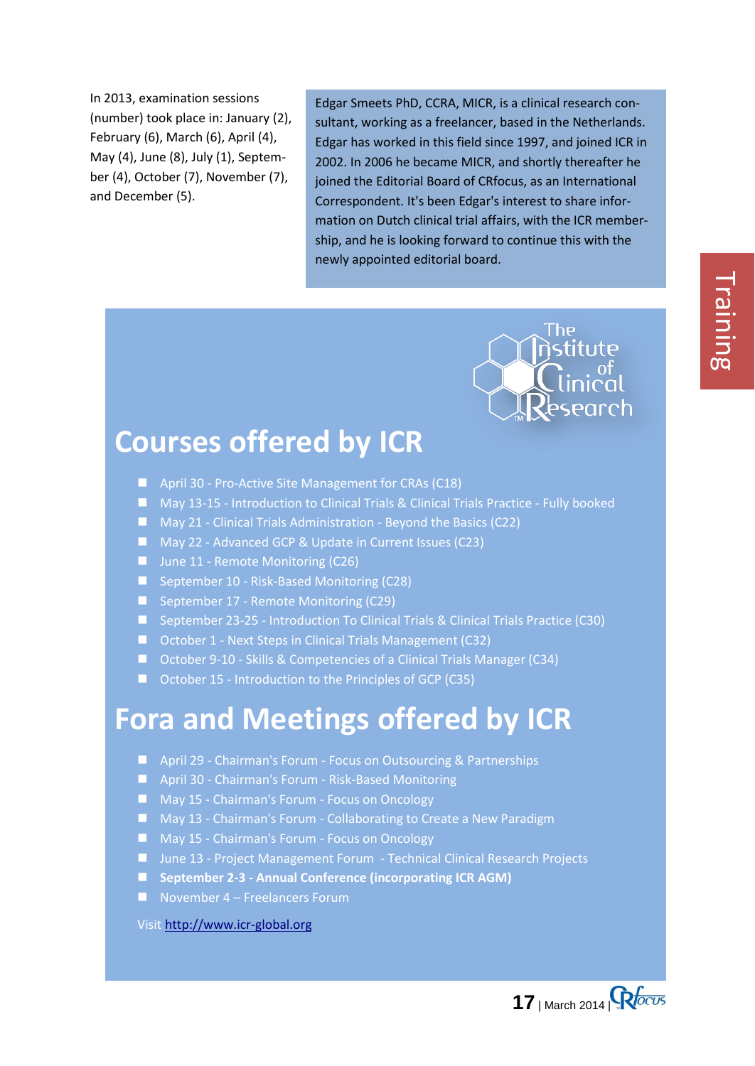In 2013, examination sessions (number) took place in: January (2), February (6), March (6), April (4), May (4), June (8), July (1), September (4), October (7), November (7), and December (5).

Edgar Smeets PhD, CCRA, MICR, is a clinical research consultant, working as a freelancer, based in the Netherlands. Edgar has worked in this field since 1997, and joined ICR in 2002. In 2006 he became MICR, and shortly thereafter he joined the Editorial Board of CRfocus, as an International Correspondent. It's been Edgar's interest to share information on Dutch clinical trial affairs, with the ICR membership, and he is looking forward to continue this with the newly appointed editorial board.

The Institute of Clinical Research

## Courses offered by ICR

- April 30 - Pro-Active Site Management for CRAs (C18)
- May 13-15 - Introduction to Clinical Trials & Clinical Trials Practice - Fully booked
- May 21 - Clinical Trials Administration - Beyond the Basics (C22)
- May 22 - Advanced GCP & Update in Current Issues (C23)
- June 11 - Remote Monitoring (C26)
- September 10 - Risk-Based Monitoring (C28)
- September 17 - Remote Monitoring (C29)
- September 23-25 - Introduction To Clinical Trials & Clinical Trials Practice (C30)
- October 1 - Next Steps in Clinical Trials Management (C32)
- October 9-10 - Skills & Competencies of a Clinical Trials Manager (C34)
- October 15 - Introduction to the Principles of GCP (C35)

## Fora and Meetings offered by ICR

- April 29 - Chairman's Forum - Focus on Outsourcing & Partnerships
- April 30 - Chairman's Forum - Risk-Based Monitoring
- May 15 - Chairman's Forum - Focus on Oncology
- May 13 - Chairman's Forum - Collaborating to Create a New Paradigm
- May 15 - Chairman's Forum - Focus on Oncology
- June 13 - Project Management Forum - Technical Clinical Research Projects
- **September 2-3 - Annual Conference (incorporating ICR AGM)**
- November 4 – Freelancers Forum

Visit http://www.icr-global.org